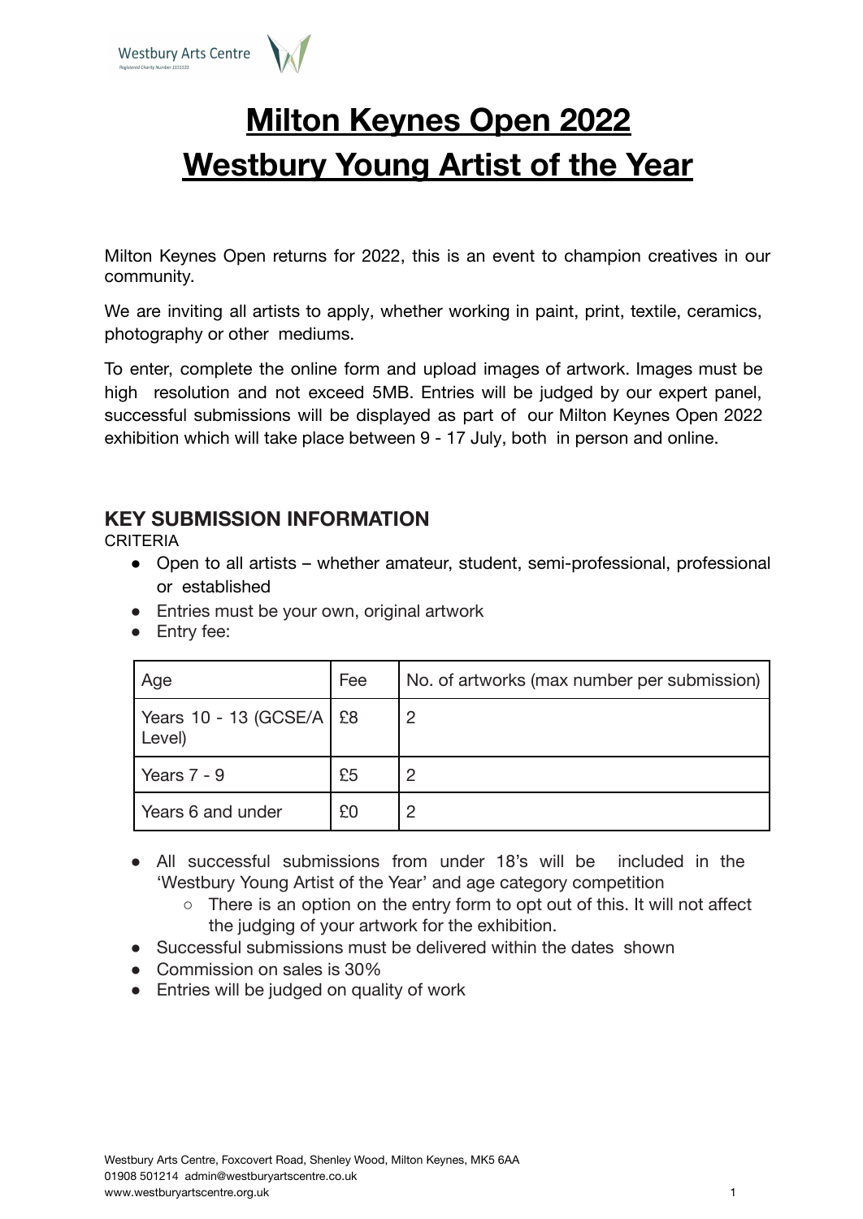# Milton Keynes Open 2022
# Westbury Young Artist of the Year

Milton Keynes Open returns for 2022, this is an event to champion creatives in our community.

We are inviting all artists to apply, whether working in paint, print, textile, ceramics, photography or other mediums.

To enter, complete the online form and upload images of artwork. Images must be high resolution and not exceed 5MB. Entries will be judged by our expert panel, successful submissions will be displayed as part of our Milton Keynes Open 2022 exhibition which will take place between 9 - 17 July, both in person and online.

## KEY SUBMISSION INFORMATION

CRITERIA

- Open to all artists – whether amateur, student, semi-professional, professional or established
- Entries must be your own, original artwork
- Entry fee:

| Age | Fee | No. of artworks (max number per submission) |
|---|---|---|
| Years 10 - 13 (GCSE/A Level) | £8 | 2 |
| Years 7 - 9 | £5 | 2 |
| Years 6 and under | £0 | 2 |

- All successful submissions from under 18's will be included in the 'Westbury Young Artist of the Year' and age category competition
  - There is an option on the entry form to opt out of this. It will not affect the judging of your artwork for the exhibition.
- Successful submissions must be delivered within the dates shown
- Commission on sales is 30%
- Entries will be judged on quality of work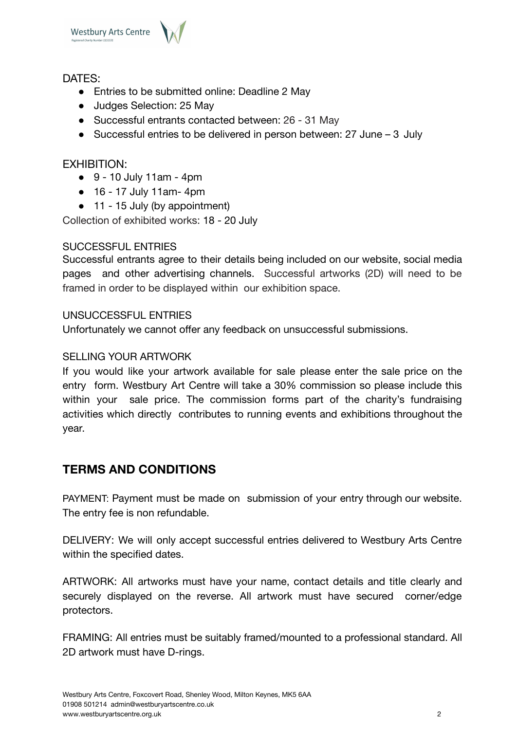DATES:

- Entries to be submitted online: Deadline 2 May
- Judges Selection: 25 May
- Successful entrants contacted between: 26 - 31 May
- Successful entries to be delivered in person between: 27 June – 3 July

EXHIBITION:

- 9 - 10 July 11am - 4pm
- 16 - 17 July 11am- 4pm
- 11 - 15 July (by appointment)

Collection of exhibited works: 18 - 20 July

SUCCESSFUL ENTRIES

Successful entrants agree to their details being included on our website, social media pages and other advertising channels. Successful artworks (2D) will need to be framed in order to be displayed within our exhibition space.

UNSUCCESSFUL ENTRIES

Unfortunately we cannot offer any feedback on unsuccessful submissions.

SELLING YOUR ARTWORK

If you would like your artwork available for sale please enter the sale price on the entry form. Westbury Art Centre will take a 30% commission so please include this within your sale price. The commission forms part of the charity's fundraising activities which directly contributes to running events and exhibitions throughout the year.

## TERMS AND CONDITIONS

PAYMENT: Payment must be made on submission of your entry through our website. The entry fee is non refundable.

DELIVERY: We will only accept successful entries delivered to Westbury Arts Centre within the specified dates.

ARTWORK: All artworks must have your name, contact details and title clearly and securely displayed on the reverse. All artwork must have secured corner/edge protectors.

FRAMING: All entries must be suitably framed/mounted to a professional standard. All 2D artwork must have D-rings.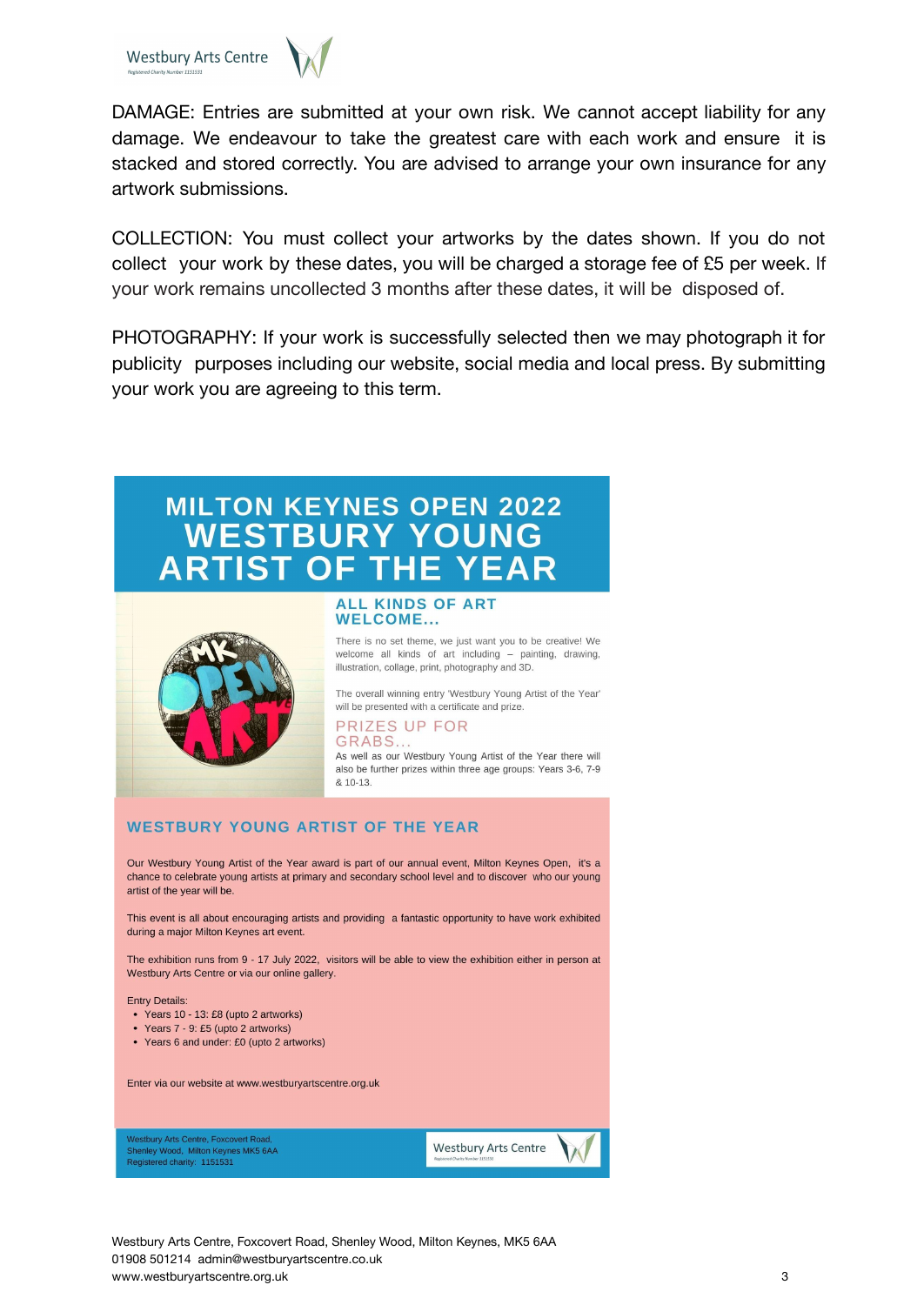DAMAGE: Entries are submitted at your own risk. We cannot accept liability for any damage. We endeavour to take the greatest care with each work and ensure it is stacked and stored correctly. You are advised to arrange your own insurance for any artwork submissions.

COLLECTION: You must collect your artworks by the dates shown. If you do not collect your work by these dates, you will be charged a storage fee of £5 per week. If your work remains uncollected 3 months after these dates, it will be disposed of.

PHOTOGRAPHY: If your work is successfully selected then we may photograph it for publicity purposes including our website, social media and local press. By submitting your work you are agreeing to this term.

# MILTON KEYNES OPEN 2022
# WESTBURY YOUNG ARTIST OF THE YEAR

## ALL KINDS OF ART WELCOME...

There is no set theme, we just want you to be creative! We welcome all kinds of art including – painting, drawing, illustration, collage, print, photography and 3D.

The overall winning entry 'Westbury Young Artist of the Year' will be presented with a certificate and prize.

## PRIZES UP FOR GRABS...

As well as our Westbury Young Artist of the Year there will also be further prizes within three age groups: Years 3-6, 7-9 & 10-13.

## WESTBURY YOUNG ARTIST OF THE YEAR

Our Westbury Young Artist of the Year award is part of our annual event, Milton Keynes Open, it's a chance to celebrate young artists at primary and secondary school level and to discover who our young artist of the year will be.

This event is all about encouraging artists and providing a fantastic opportunity to have work exhibited during a major Milton Keynes art event.

The exhibition runs from 9 - 17 July 2022, visitors will be able to view the exhibition either in person at Westbury Arts Centre or via our online gallery.

Entry Details:

- Years 10 - 13: £8 (upto 2 artworks)
- Years 7 - 9: £5 (upto 2 artworks)
- Years 6 and under: £0 (upto 2 artworks)

Enter via our website at www.westburyartscentre.org.uk

Westbury Arts Centre, Foxcovert Road, Shenley Wood, Milton Keynes MK5 6AA
Registered charity: 1151531

Westbury Arts Centre, Foxcovert Road, Shenley Wood, Milton Keynes, MK5 6AA
01908 501214 admin@westburyartscentre.co.uk
www.westburyartscentre.org.uk